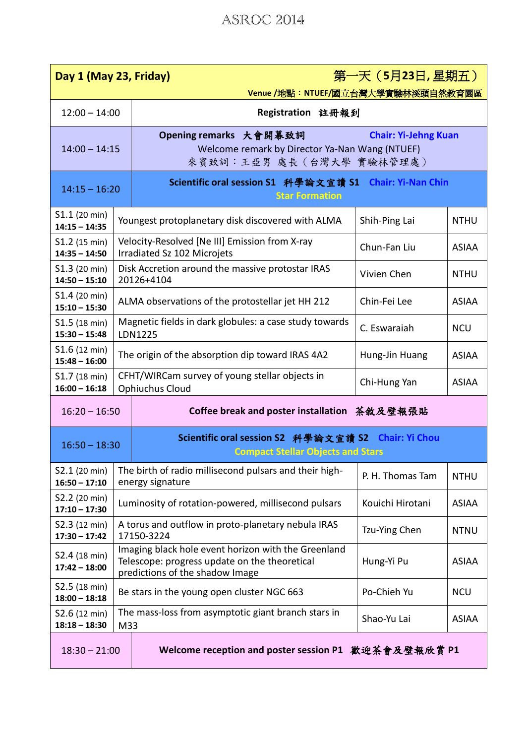# ASROC 2014

| Day 1 (May 23, Friday) | 第一天（5月23日, 星期五） | | |
|---|---|---|---|
| | Venue /地點：NTUEF/國立台灣大學實驗林溪頭自然教育園區 | | |
| 12:00 – 14:00 | Registration 註冊報到 | | |
| 14:00 – 14:15 | Opening remarks 大會開幕致詞 Chair: Yi-Jehng Kuan<br>Welcome remark by Director Ya-Nan Wang (NTUEF)<br>來賓致詞：王亞男 處長（台灣大學 實驗林管理處） | | |
| 14:15 – 16:20 | Scientific oral session S1 科學論文宣讀 S1 Chair: Yi-Nan Chin<br>Star Formation | | |
| S1.1 (20 min) **14:15 – 14:35** | Youngest protoplanetary disk discovered with ALMA | Shih-Ping Lai | NTHU |
| S1.2 (15 min) **14:35 – 14:50** | Velocity-Resolved [Ne III] Emission from X-ray Irradiated Sz 102 Microjets | Chun-Fan Liu | ASIAA |
| S1.3 (20 min) **14:50 – 15:10** | Disk Accretion around the massive protostar IRAS 20126+4104 | Vivien Chen | NTHU |
| S1.4 (20 min) **15:10 – 15:30** | ALMA observations of the protostellar jet HH 212 | Chin-Fei Lee | ASIAA |
| S1.5 (18 min) **15:30 – 15:48** | Magnetic fields in dark globules: a case study towards LDN1225 | C. Eswaraiah | NCU |
| S1.6 (12 min) **15:48 – 16:00** | The origin of the absorption dip toward IRAS 4A2 | Hung-Jin Huang | ASIAA |
| S1.7 (18 min) **16:00 – 16:18** | CFHT/WIRCam survey of young stellar objects in Ophiuchus Cloud | Chi-Hung Yan | ASIAA |
| 16:20 – 16:50 | Coffee break and poster installation 茶敘及壁報張貼 | | |
| 16:50 – 18:30 | Scientific oral session S2 科學論文宣讀 S2 Chair: Yi Chou<br>Compact Stellar Objects and Stars | | |
| S2.1 (20 min) **16:50 – 17:10** | The birth of radio millisecond pulsars and their high-energy signature | P. H. Thomas Tam | NTHU |
| S2.2 (20 min) **17:10 – 17:30** | Luminosity of rotation-powered, millisecond pulsars | Kouichi Hirotani | ASIAA |
| S2.3 (12 min) **17:30 – 17:42** | A torus and outflow in proto-planetary nebula IRAS 17150-3224 | Tzu-Ying Chen | NTNU |
| S2.4 (18 min) **17:42 – 18:00** | Imaging black hole event horizon with the Greenland Telescope: progress update on the theoretical predictions of the shadow Image | Hung-Yi Pu | ASIAA |
| S2.5 (18 min) **18:00 – 18:18** | Be stars in the young open cluster NGC 663 | Po-Chieh Yu | NCU |
| S2.6 (12 min) **18:18 – 18:30** | The mass-loss from asymptotic giant branch stars in M33 | Shao-Yu Lai | ASIAA |
| 18:30 – 21:00 | Welcome reception and poster session P1 歡迎茶會及壁報欣賞 P1 | | |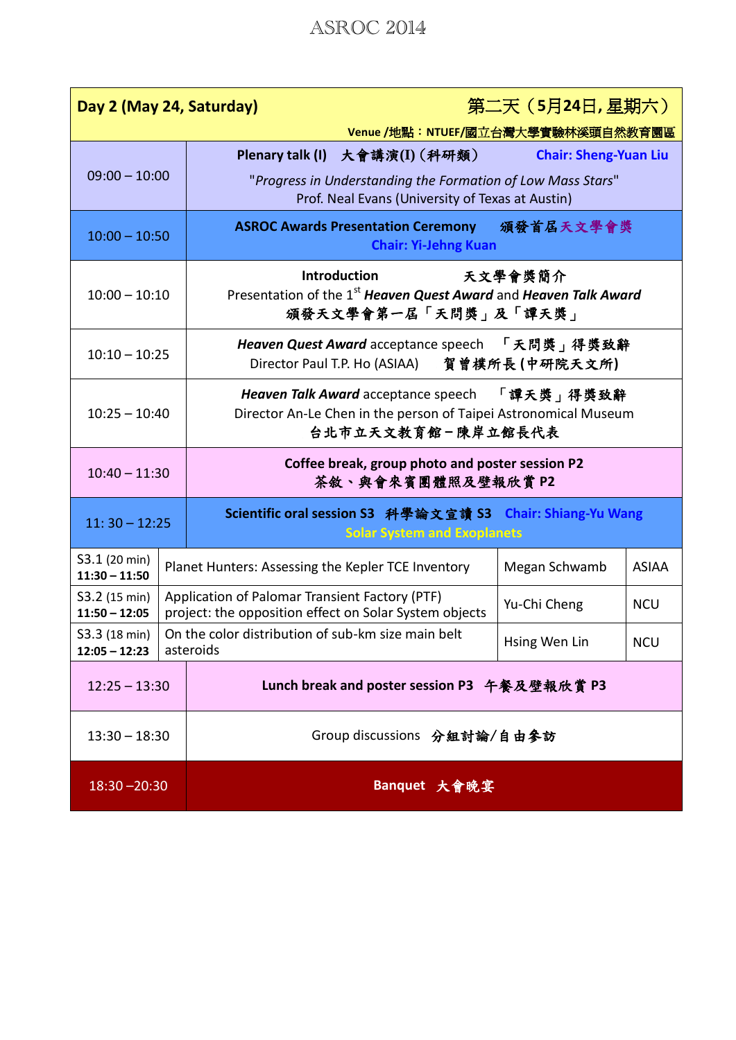| Day 2 (May 24, Saturday) | 第二天（5月24日, 星期六）<br>Venue /地點：NTUEF/國立台灣大學實驗林溪頭自然教育園區 | | |
|---|---|---|---|
| 09:00 – 10:00 | **Plenary talk (I) 大會講演(I)（科研類）** Chair: Sheng-Yuan Liu<br>"*Progress in Understanding the Formation of Low Mass Stars*"<br>Prof. Neal Evans (University of Texas at Austin) | | |
| 10:00 – 10:50 | **ASROC Awards Presentation Ceremony 頒發首屆天文學會獎**<br>Chair: Yi-Jehng Kuan | | |
| 10:00 – 10:10 | **Introduction 天文學會獎簡介**<br>Presentation of the 1st ***Heaven Quest Award*** and ***Heaven Talk Award***<br>頒發天文學會第一屆「天問獎」及「譚天獎」 | | |
| 10:10 – 10:25 | ***Heaven Quest Award*** acceptance speech 「天問獎」得獎致辭<br>Director Paul T.P. Ho (ASIAA) 賀曾樸所長 (中研院天文所) | | |
| 10:25 – 10:40 | ***Heaven Talk Award*** acceptance speech 「譚天獎」得獎致辭<br>Director An-Le Chen in the person of Taipei Astronomical Museum<br>台北市立天文教育館－陳岸立館長代表 | | |
| 10:40 – 11:30 | **Coffee break, group photo and poster session P2**<br>**茶敘、與會來賓團體照及壁報欣賞 P2** | | |
| 11: 30 – 12:25 | **Scientific oral session S3 科學論文宣讀 S3** Chair: Shiang-Yu Wang<br>Solar System and Exoplanets | | |
| S3.1 (20 min)<br>**11:30 – 11:50** | Planet Hunters: Assessing the Kepler TCE Inventory | Megan Schwamb | ASIAA |
| S3.2 (15 min)<br>**11:50 – 12:05** | Application of Palomar Transient Factory (PTF) project: the opposition effect on Solar System objects | Yu-Chi Cheng | NCU |
| S3.3 (18 min)<br>**12:05 – 12:23** | On the color distribution of sub-km size main belt asteroids | Hsing Wen Lin | NCU |
| 12:25 – 13:30 | **Lunch break and poster session P3 午餐及壁報欣賞 P3** | | |
| 13:30 – 18:30 | Group discussions 分組討論/自由參訪 | | |
| 18:30 –20:30 | **Banquet 大會晚宴** | | |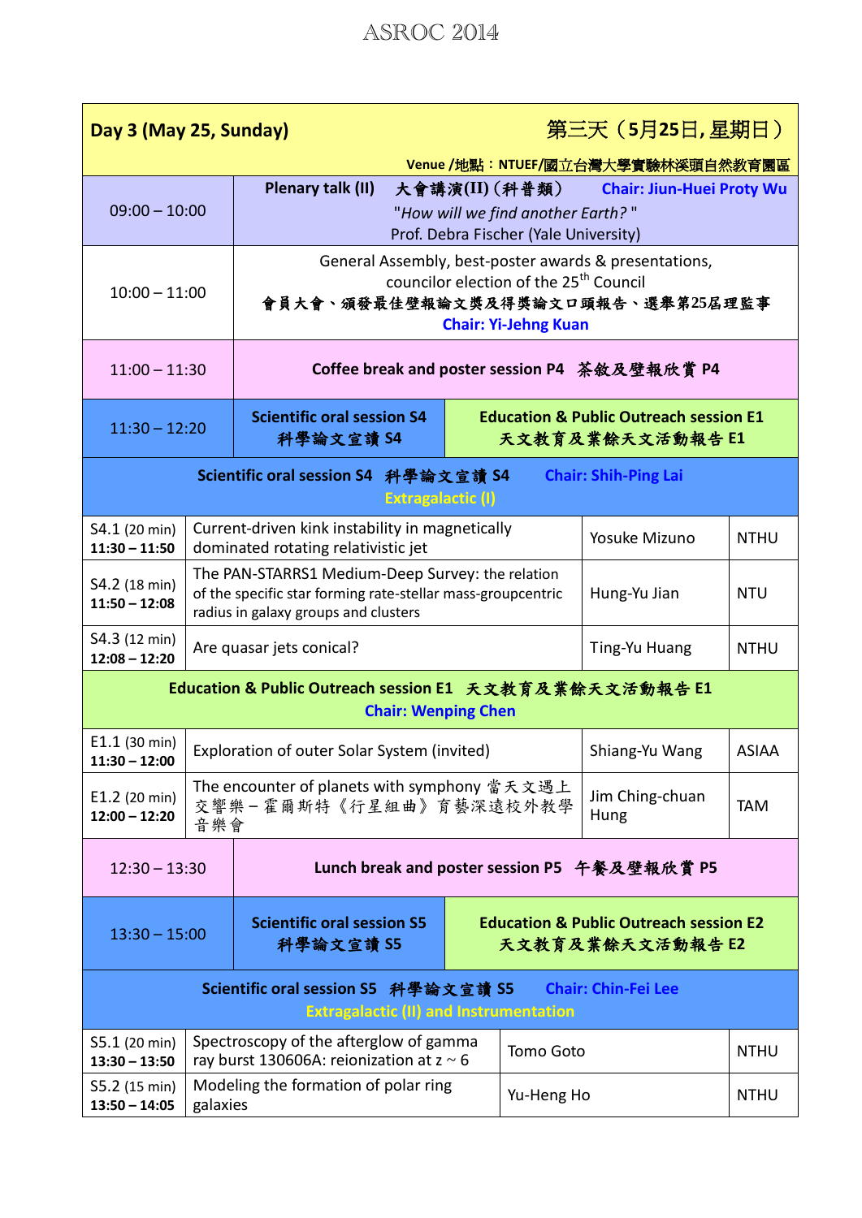| **Day 3 (May 25, Sunday)** | | | **第三天（5月25日, 星期日）** |
|---|---|---|---|
| | | | **Venue /地點：NTUEF/國立台灣大學實驗林溪頭自然教育園區** |
| 09:00 – 10:00 | **Plenary talk (II)　大會講演(II)（科普類）　Chair: Jiun-Huei Proty Wu**<br>"*How will we find another Earth?* "<br>Prof. Debra Fischer (Yale University) | | |
| 10:00 – 11:00 | General Assembly, best-poster awards & presentations, councilor election of the 25th Council<br>**會員大會、頒發最佳壁報論文獎及得獎論文口頭報告、選舉第25屆理監事**<br>**Chair: Yi-Jehng Kuan** | | |
| 11:00 – 11:30 | **Coffee break and poster session P4　茶敘及壁報欣賞 P4** | | |
| 11:30 – 12:20 | **Scientific oral session S4**<br>**科學論文宣讀 S4** | **Education & Public Outreach session E1**<br>**天文教育及業餘天文活動報告 E1** | |

**Scientific oral session S4　科學論文宣讀 S4　Chair: Shih-Ping Lai**
**Extragalactic (I)**

| Session | Title | Speaker | Affiliation |
|---|---|---|---|
| S4.1 (20 min)<br>**11:30 – 11:50** | Current-driven kink instability in magnetically dominated rotating relativistic jet | Yosuke Mizuno | NTHU |
| S4.2 (18 min)<br>**11:50 – 12:08** | The PAN-STARRS1 Medium-Deep Survey: the relation of the specific star forming rate-stellar mass-groupcentric radius in galaxy groups and clusters | Hung-Yu Jian | NTU |
| S4.3 (12 min)<br>**12:08 – 12:20** | Are quasar jets conical? | Ting-Yu Huang | NTHU |

**Education & Public Outreach session E1　天文教育及業餘天文活動報告 E1**
**Chair: Wenping Chen**

| Session | Title | Speaker | Affiliation |
|---|---|---|---|
| E1.1 (30 min)<br>**11:30 – 12:00** | Exploration of outer Solar System (invited) | Shiang-Yu Wang | ASIAA |
| E1.2 (20 min)<br>**12:00 – 12:20** | The encounter of planets with symphony 當天文遇上交響樂－霍爾斯特《行星組曲》育藝深遠校外教學音樂會 | Jim Ching-chuan Hung | TAM |

| | | |
|---|---|---|
| 12:30 – 13:30 | **Lunch break and poster session P5　午餐及壁報欣賞 P5** | |
| 13:30 – 15:00 | **Scientific oral session S5**<br>**科學論文宣讀 S5** | **Education & Public Outreach session E2**<br>**天文教育及業餘天文活動報告 E2** |

**Scientific oral session S5　科學論文宣讀 S5　Chair: Chin-Fei Lee**
**Extragalactic (II) and Instrumentation**

| Session | Title | Speaker | Affiliation |
|---|---|---|---|
| S5.1 (20 min)<br>**13:30 – 13:50** | Spectroscopy of the afterglow of gamma ray burst 130606A: reionization at $z \sim 6$ | Tomo Goto | NTHU |
| S5.2 (15 min)<br>**13:50 – 14:05** | Modeling the formation of polar ring galaxies | Yu-Heng Ho | NTHU |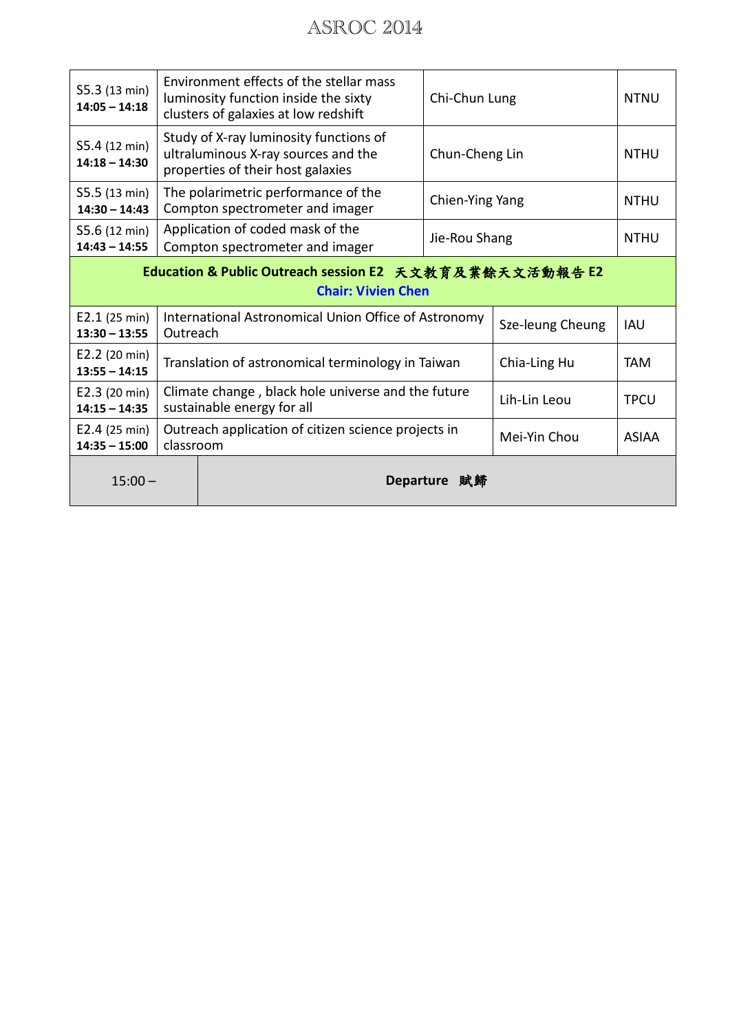| | | | |
|---|---|---|---|
| S5.3 (13 min) **14:05 – 14:18** | Environment effects of the stellar mass luminosity function inside the sixty clusters of galaxies at low redshift | Chi-Chun Lung | NTNU |
| S5.4 (12 min) **14:18 – 14:30** | Study of X-ray luminosity functions of ultraluminous X-ray sources and the properties of their host galaxies | Chun-Cheng Lin | NTHU |
| S5.5 (13 min) **14:30 – 14:43** | The polarimetric performance of the Compton spectrometer and imager | Chien-Ying Yang | NTHU |
| S5.6 (12 min) **14:43 – 14:55** | Application of coded mask of the Compton spectrometer and imager | Jie-Rou Shang | NTHU |
| **Education & Public Outreach session E2 天文教育及業餘天文活動報告 E2** **Chair: Vivien Chen** | | | |
| E2.1 (25 min) **13:30 – 13:55** | International Astronomical Union Office of Astronomy Outreach | Sze-leung Cheung | IAU |
| E2.2 (20 min) **13:55 – 14:15** | Translation of astronomical terminology in Taiwan | Chia-Ling Hu | TAM |
| E2.3 (20 min) **14:15 – 14:35** | Climate change , black hole universe and the future sustainable energy for all | Lih-Lin Leou | TPCU |
| E2.4 (25 min) **14:35 – 15:00** | Outreach application of citizen science projects in classroom | Mei-Yin Chou | ASIAA |
| 15:00 – | **Departure 賦歸** | | |